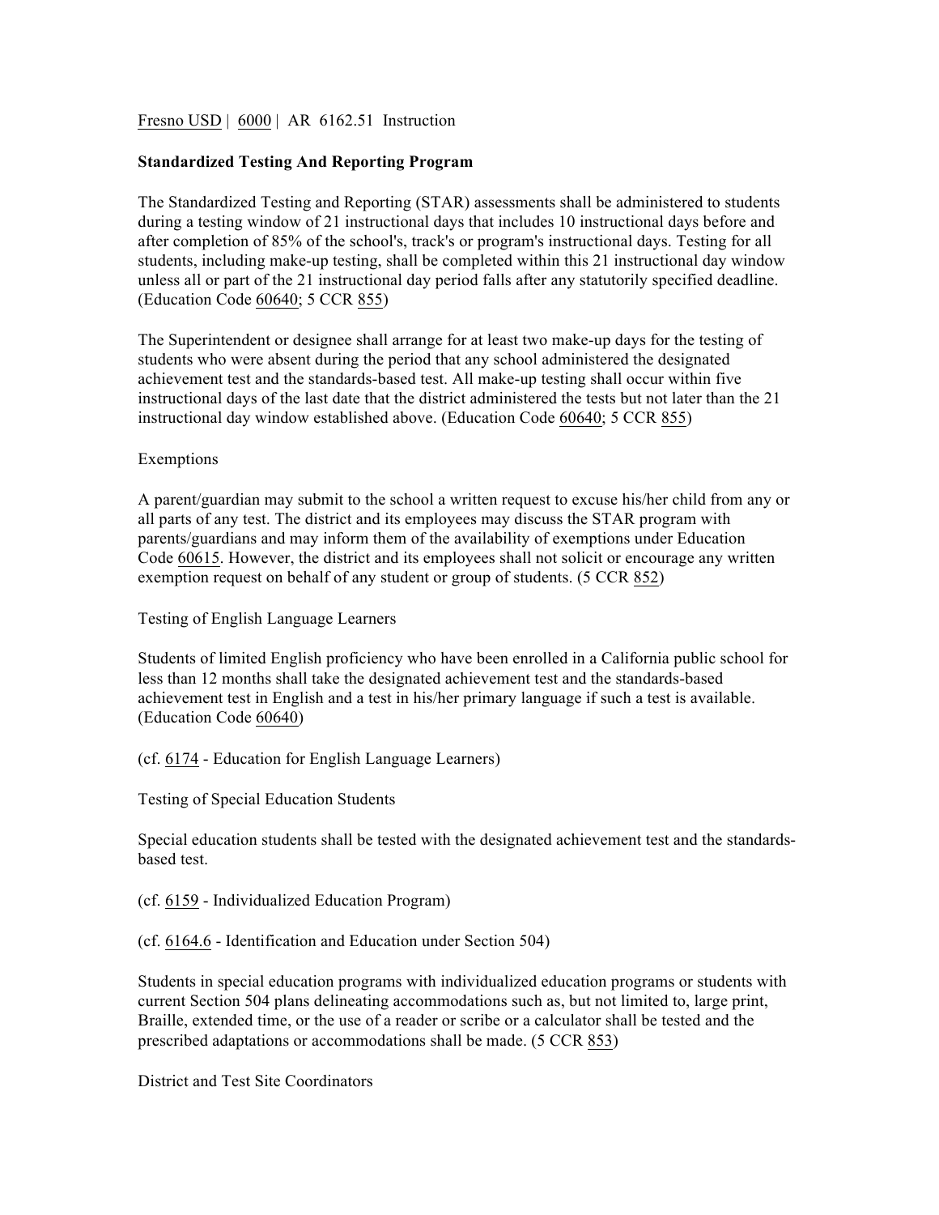Fresno USD | 6000 | AR 6162.51 Instruction

**Standardized Testing And Reporting Program**

The Standardized Testing and Reporting (STAR) assessments shall be administered to students during a testing window of 21 instructional days that includes 10 instructional days before and after completion of 85% of the school's, track's or program's instructional days. Testing for all students, including make-up testing, shall be completed within this 21 instructional day window unless all or part of the 21 instructional day period falls after any statutorily specified deadline. (Education Code 60640; 5 CCR 855)

The Superintendent or designee shall arrange for at least two make-up days for the testing of students who were absent during the period that any school administered the designated achievement test and the standards-based test. All make-up testing shall occur within five instructional days of the last date that the district administered the tests but not later than the 21 instructional day window established above. (Education Code 60640; 5 CCR 855)

Exemptions

A parent/guardian may submit to the school a written request to excuse his/her child from any or all parts of any test. The district and its employees may discuss the STAR program with parents/guardians and may inform them of the availability of exemptions under Education Code 60615. However, the district and its employees shall not solicit or encourage any written exemption request on behalf of any student or group of students. (5 CCR 852)

Testing of English Language Learners

Students of limited English proficiency who have been enrolled in a California public school for less than 12 months shall take the designated achievement test and the standards-based achievement test in English and a test in his/her primary language if such a test is available. (Education Code 60640)

(cf. 6174 - Education for English Language Learners)

Testing of Special Education Students

Special education students shall be tested with the designated achievement test and the standards-based test.

(cf. 6159 - Individualized Education Program)

(cf. 6164.6 - Identification and Education under Section 504)

Students in special education programs with individualized education programs or students with current Section 504 plans delineating accommodations such as, but not limited to, large print, Braille, extended time, or the use of a reader or scribe or a calculator shall be tested and the prescribed adaptations or accommodations shall be made. (5 CCR 853)

District and Test Site Coordinators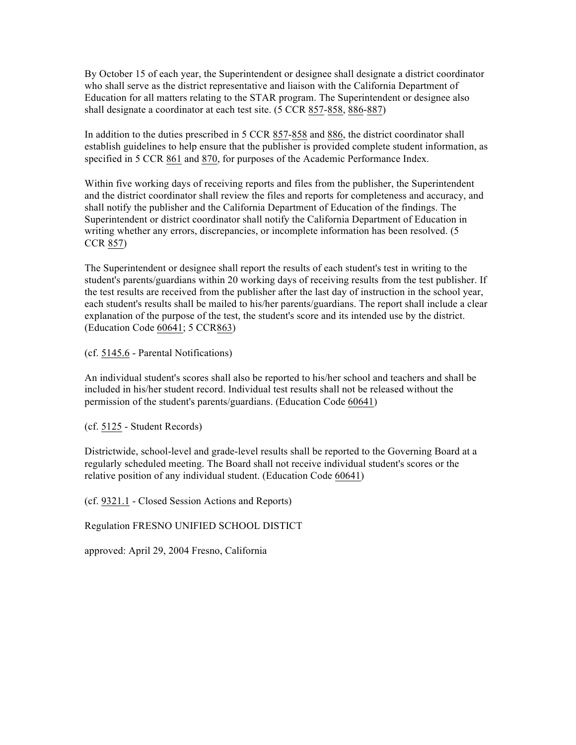By October 15 of each year, the Superintendent or designee shall designate a district coordinator who shall serve as the district representative and liaison with the California Department of Education for all matters relating to the STAR program. The Superintendent or designee also shall designate a coordinator at each test site. (5 CCR 857-858, 886-887)

In addition to the duties prescribed in 5 CCR 857-858 and 886, the district coordinator shall establish guidelines to help ensure that the publisher is provided complete student information, as specified in 5 CCR 861 and 870, for purposes of the Academic Performance Index.

Within five working days of receiving reports and files from the publisher, the Superintendent and the district coordinator shall review the files and reports for completeness and accuracy, and shall notify the publisher and the California Department of Education of the findings. The Superintendent or district coordinator shall notify the California Department of Education in writing whether any errors, discrepancies, or incomplete information has been resolved. (5 CCR 857)

The Superintendent or designee shall report the results of each student's test in writing to the student's parents/guardians within 20 working days of receiving results from the test publisher. If the test results are received from the publisher after the last day of instruction in the school year, each student's results shall be mailed to his/her parents/guardians. The report shall include a clear explanation of the purpose of the test, the student's score and its intended use by the district. (Education Code 60641; 5 CCR863)

(cf. 5145.6 - Parental Notifications)

An individual student's scores shall also be reported to his/her school and teachers and shall be included in his/her student record. Individual test results shall not be released without the permission of the student's parents/guardians. (Education Code 60641)

(cf. 5125 - Student Records)

Districtwide, school-level and grade-level results shall be reported to the Governing Board at a regularly scheduled meeting. The Board shall not receive individual student's scores or the relative position of any individual student. (Education Code 60641)

(cf. 9321.1 - Closed Session Actions and Reports)

Regulation FRESNO UNIFIED SCHOOL DISTICT

approved: April 29, 2004 Fresno, California